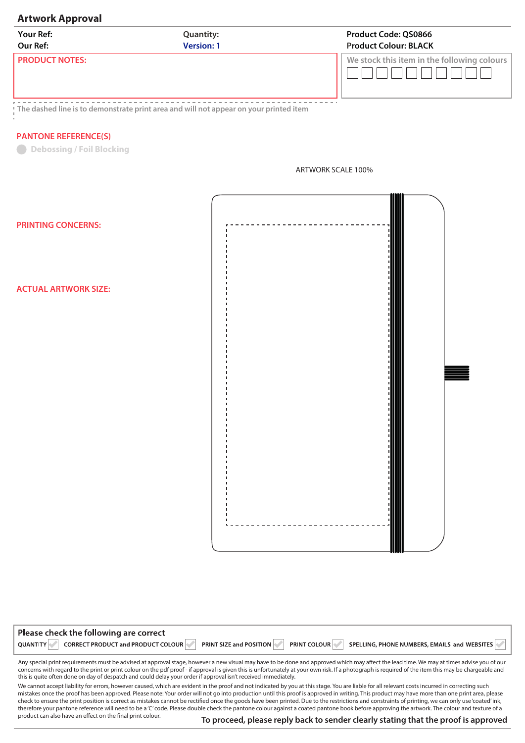## Artwork Approval

Your Ref:
Our Ref:

Quantity:
Version: 1

Product Code: QS0866
Product Colour: BLACK

**PRODUCT NOTES:**

We stock this item in the following colours

The dashed line is to demonstrate print area and will not appear on your printed item

**PANTONE REFERENCE(S)**

Debossing / Foil Blocking

ARTWORK SCALE 100%

**PRINTING CONCERNS:**

**ACTUAL ARTWORK SIZE:**

**Please check the following are correct**

QUANTITY ✓ CORRECT PRODUCT and PRODUCT COLOUR ✓ PRINT SIZE and POSITION ✓ PRINT COLOUR ✓ SPELLING, PHONE NUMBERS, EMAILS and WEBSITES ✓

Any special print requirements must be advised at approval stage, however a new visual may have to be done and approved which may affect the lead time. We may at times advise you of our concerns with regard to the print or print colour on the pdf proof - if approval is given this is unfortunately at your own risk. If a photograph is required of the item this may be chargeable and this is quite often done on day of despatch and could delay your order if approval isn't received immediately.

We cannot accept liability for errors, however caused, which are evident in the proof and not indicated by you at this stage. You are liable for all relevant costs incurred in correcting such mistakes once the proof has been approved. Please note: Your order will not go into production until this proof is approved in writing. This product may have more than one print area, please check to ensure the print position is correct as mistakes cannot be rectified once the goods have been printed. Due to the restrictions and constraints of printing, we can only use 'coated' ink, therefore your pantone reference will need to be a 'C' code. Please double check the pantone colour against a coated pantone book before approving the artwork. The colour and texture of a product can also have an effect on the final print colour.

**To proceed, please reply back to sender clearly stating that the proof is approved**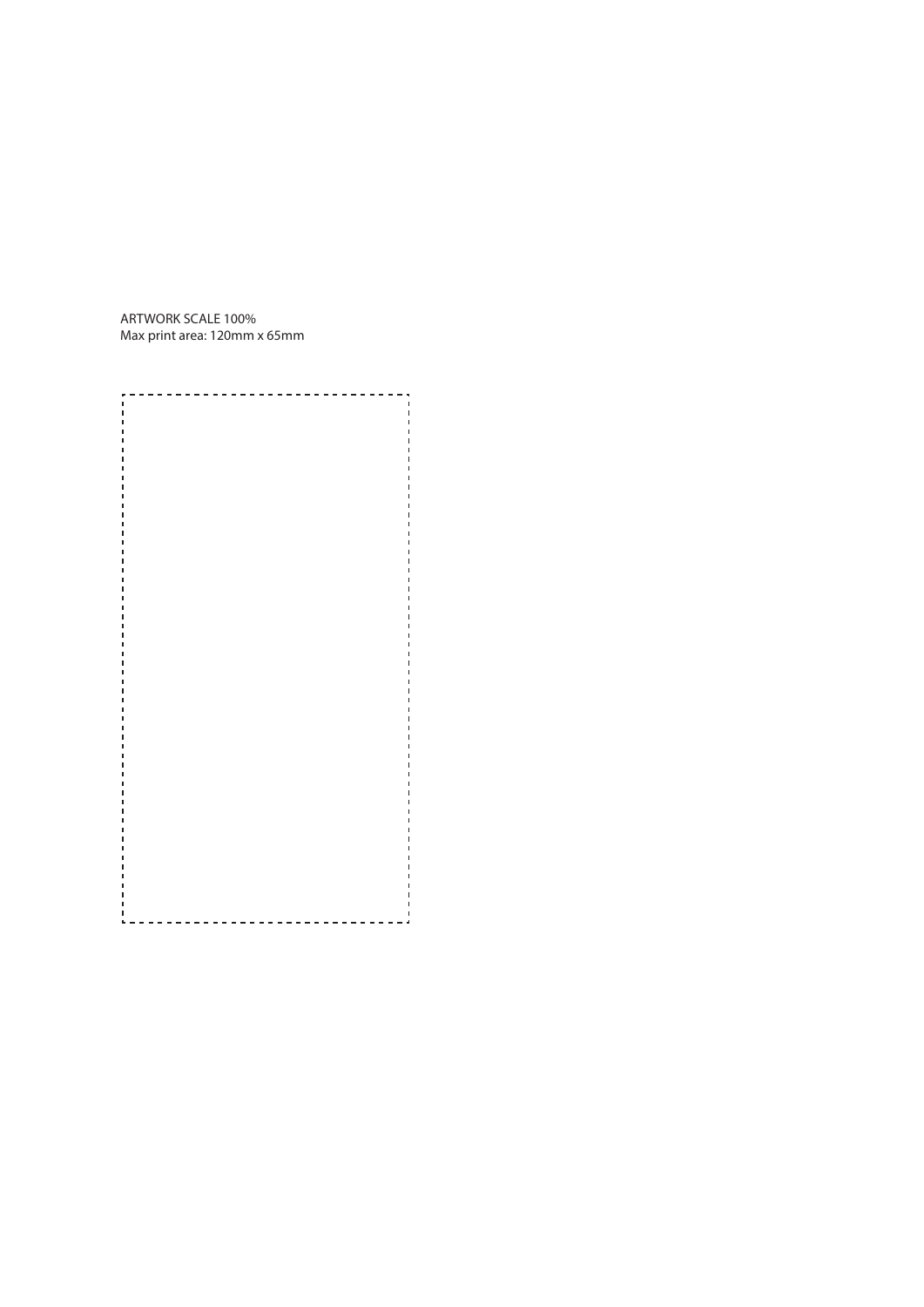ARTWORK SCALE 100%
Max print area: 120mm x 65mm